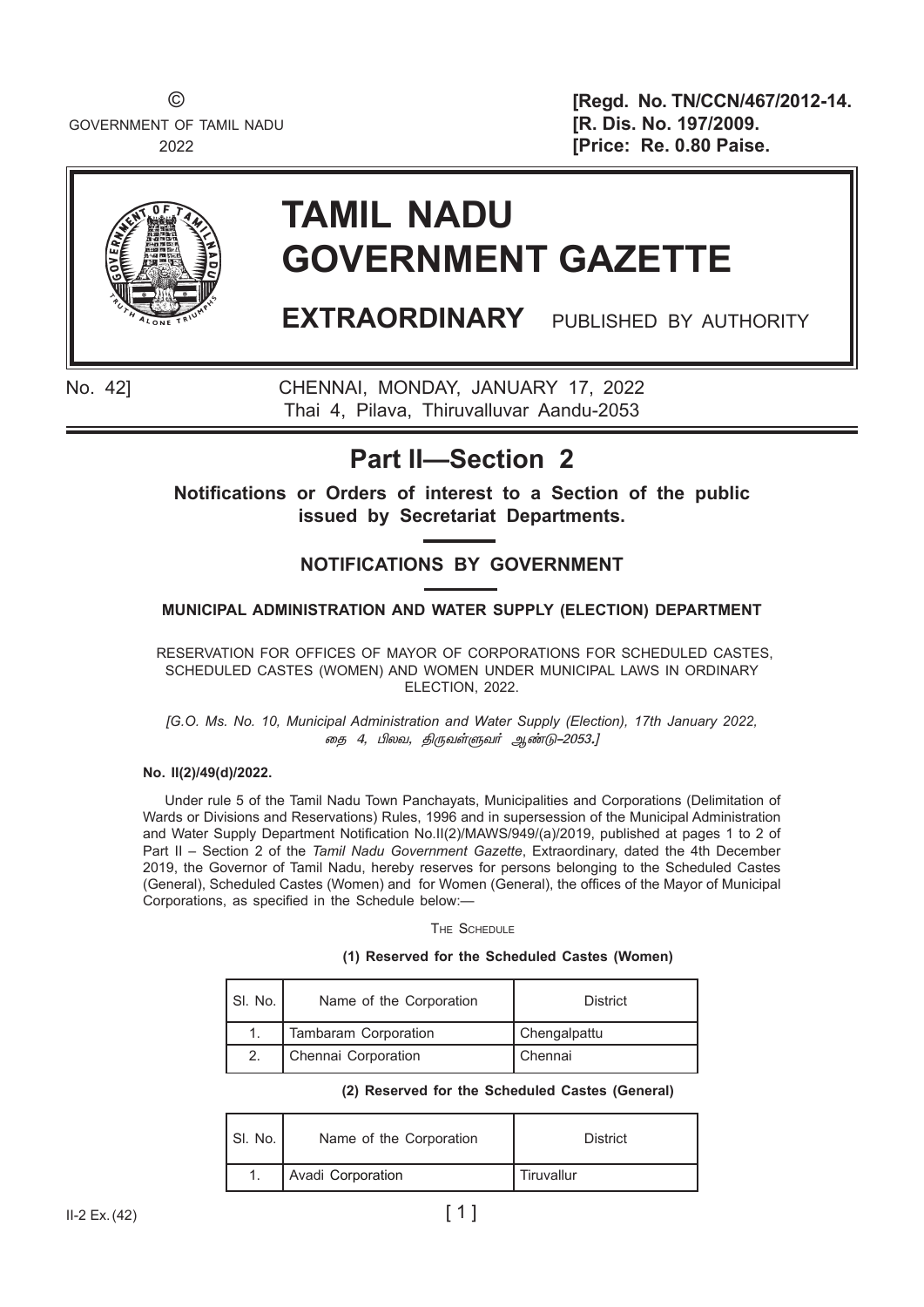©
GOVERNMENT OF TAMIL NADU
2022

**[Regd. No. TN/CCN/467/2012-14.**
**[R. Dis. No. 197/2009.**
**[Price: Re. 0.80 Paise.**

# TAMIL NADU GOVERNMENT GAZETTE

**EXTRAORDINARY** PUBLISHED BY AUTHORITY

No. 42] CHENNAI, MONDAY, JANUARY 17, 2022
Thai 4, Pilava, Thiruvalluvar Aandu-2053

## Part II—Section 2

**Notifications or Orders of interest to a Section of the public issued by Secretariat Departments.**

### NOTIFICATIONS BY GOVERNMENT

#### MUNICIPAL ADMINISTRATION AND WATER SUPPLY (ELECTION) DEPARTMENT

RESERVATION FOR OFFICES OF MAYOR OF CORPORATIONS FOR SCHEDULED CASTES, SCHEDULED CASTES (WOMEN) AND WOMEN UNDER MUNICIPAL LAWS IN ORDINARY ELECTION, 2022.

*[G.O. Ms. No. 10, Municipal Administration and Water Supply (Election), 17th January 2022, தை 4, பிலவ, திருவள்ளுவர் ஆண்டு–2053.]*

**No. II(2)/49(d)/2022.**

Under rule 5 of the Tamil Nadu Town Panchayats, Municipalities and Corporations (Delimitation of Wards or Divisions and Reservations) Rules, 1996 and in supersession of the Municipal Administration and Water Supply Department Notification No.II(2)/MAWS/949/(a)/2019, published at pages 1 to 2 of Part II – Section 2 of the *Tamil Nadu Government Gazette*, Extraordinary, dated the 4th December 2019, the Governor of Tamil Nadu, hereby reserves for persons belonging to the Scheduled Castes (General), Scheduled Castes (Women) and for Women (General), the offices of the Mayor of Municipal Corporations, as specified in the Schedule below:—

THE SCHEDULE

**(1) Reserved for the Scheduled Castes (Women)**

| Sl. No. | Name of the Corporation | District |
|---|---|---|
| 1. | Tambaram Corporation | Chengalpattu |
| 2. | Chennai Corporation | Chennai |

**(2) Reserved for the Scheduled Castes (General)**

| Sl. No. | Name of the Corporation | District |
|---|---|---|
| 1. | Avadi Corporation | Tiruvallur |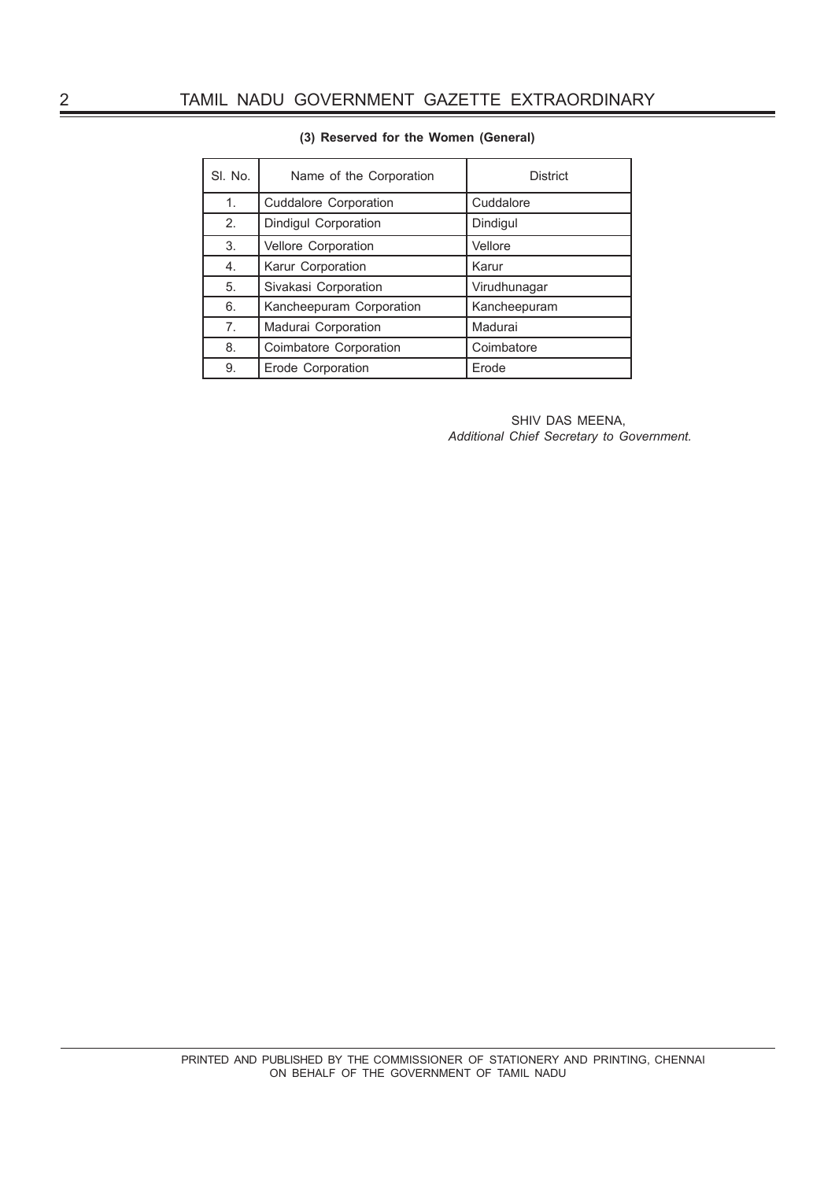**(3) Reserved for the Women (General)**

| Sl. No. | Name of the Corporation | District |
|---|---|---|
| 1. | Cuddalore Corporation | Cuddalore |
| 2. | Dindigul Corporation | Dindigul |
| 3. | Vellore Corporation | Vellore |
| 4. | Karur Corporation | Karur |
| 5. | Sivakasi Corporation | Virudhunagar |
| 6. | Kancheepuram Corporation | Kancheepuram |
| 7. | Madurai Corporation | Madurai |
| 8. | Coimbatore Corporation | Coimbatore |
| 9. | Erode Corporation | Erode |

SHIV DAS MEENA,
*Additional Chief Secretary to Government.*

PRINTED AND PUBLISHED BY THE COMMISSIONER OF STATIONERY AND PRINTING, CHENNAI ON BEHALF OF THE GOVERNMENT OF TAMIL NADU